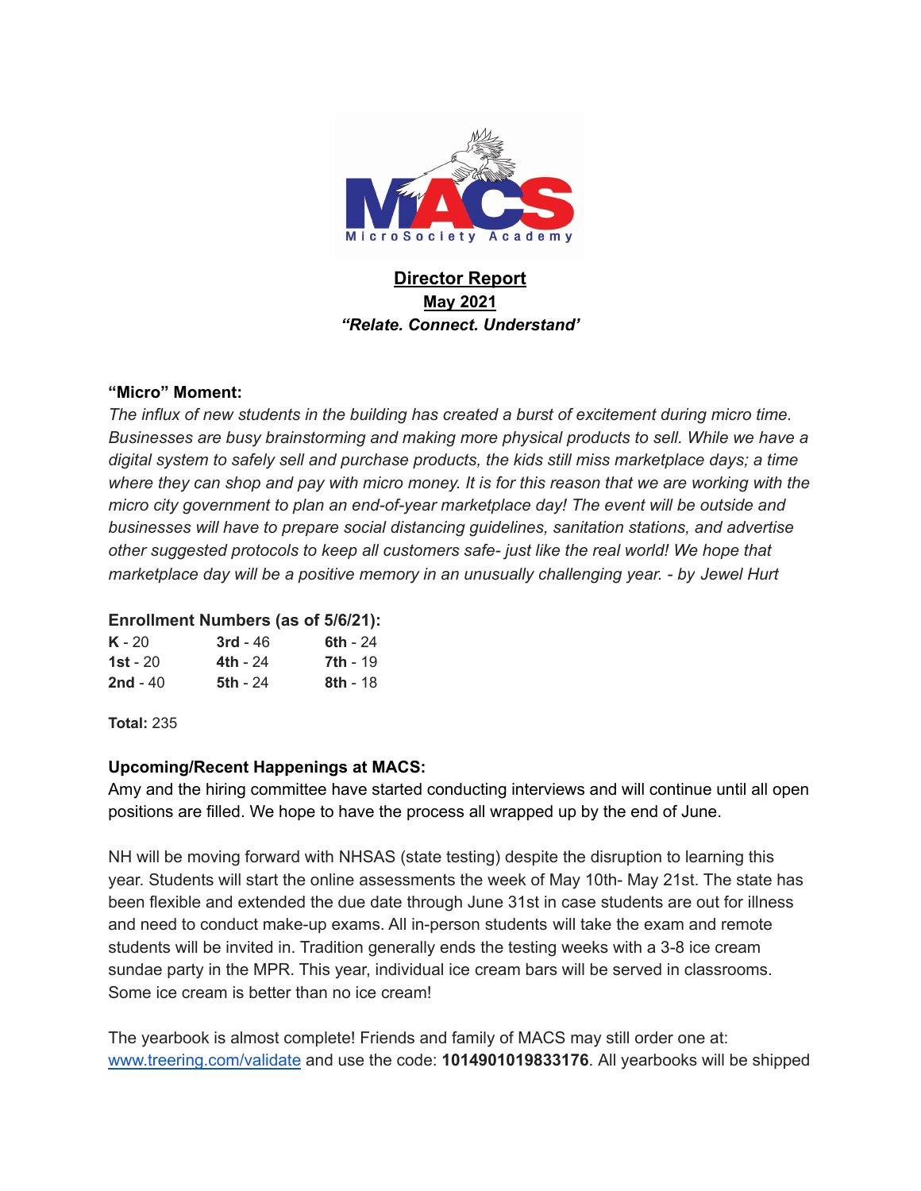MACS
MicroSociety Academy

# Director Report

## May 2021

***"Relate. Connect. Understand'***

**"Micro" Moment:**

*The influx of new students in the building has created a burst of excitement during micro time. Businesses are busy brainstorming and making more physical products to sell. While we have a digital system to safely sell and purchase products, the kids still miss marketplace days; a time where they can shop and pay with micro money. It is for this reason that we are working with the micro city government to plan an end-of-year marketplace day! The event will be outside and businesses will have to prepare social distancing guidelines, sanitation stations, and advertise other suggested protocols to keep all customers safe- just like the real world! We hope that marketplace day will be a positive memory in an unusually challenging year. - by Jewel Hurt*

**Enrollment Numbers (as of 5/6/21):**

| | | |
|---|---|---|
| **K** - 20 | **3rd** - 46 | **6th** - 24 |
| **1st** - 20 | **4th** - 24 | **7th** - 19 |
| **2nd** - 40 | **5th** - 24 | **8th** - 18 |

**Total:** 235

**Upcoming/Recent Happenings at MACS:**

Amy and the hiring committee have started conducting interviews and will continue until all open positions are filled. We hope to have the process all wrapped up by the end of June.

NH will be moving forward with NHSAS (state testing) despite the disruption to learning this year. Students will start the online assessments the week of May 10th- May 21st. The state has been flexible and extended the due date through June 31st in case students are out for illness and need to conduct make-up exams. All in-person students will take the exam and remote students will be invited in. Tradition generally ends the testing weeks with a 3-8 ice cream sundae party in the MPR. This year, individual ice cream bars will be served in classrooms. Some ice cream is better than no ice cream!

The yearbook is almost complete! Friends and family of MACS may still order one at: [www.treering.com/validate](www.treering.com/validate) and use the code: **1014901019833176**. All yearbooks will be shipped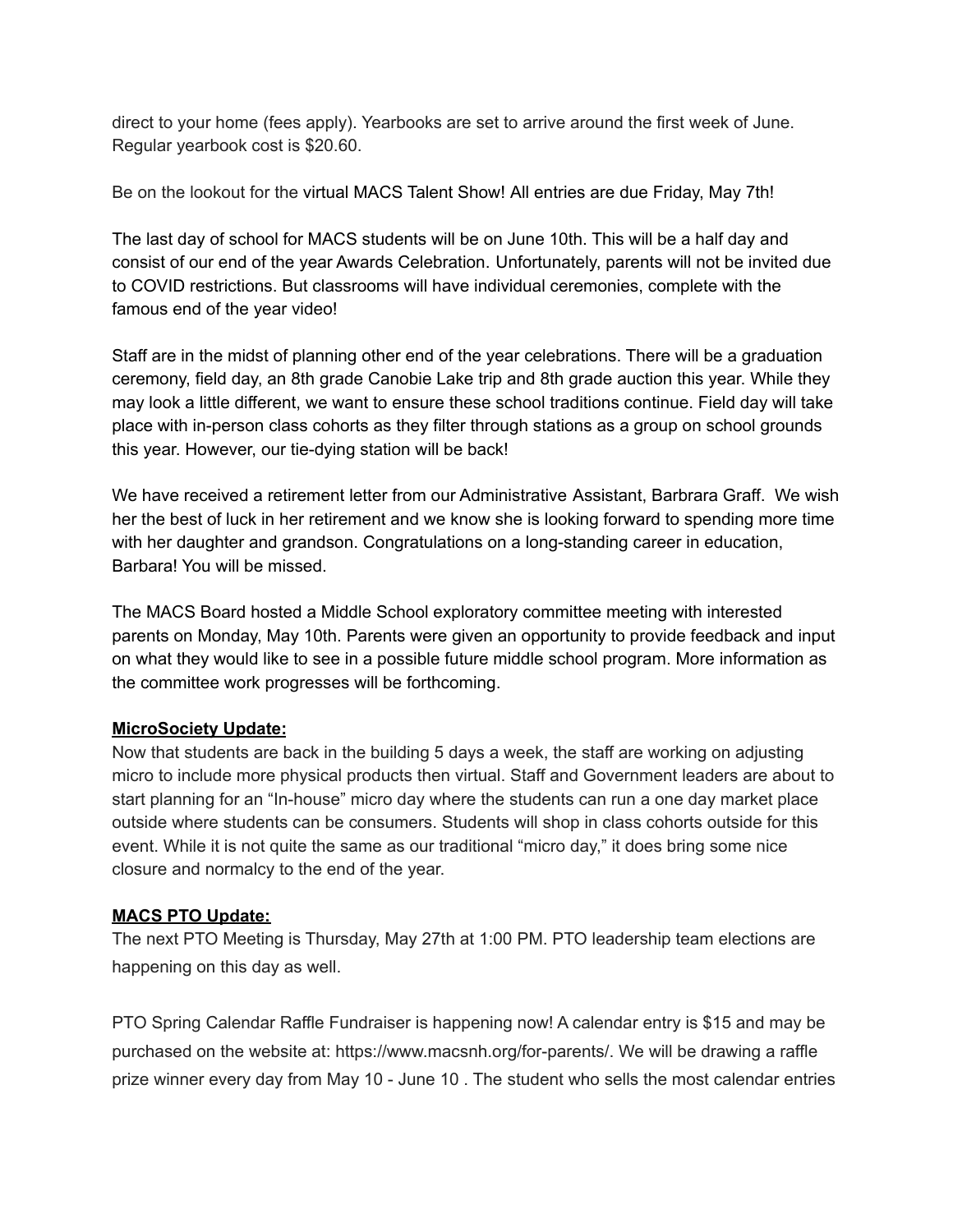direct to your home (fees apply). Yearbooks are set to arrive around the first week of June. Regular yearbook cost is $20.60.

Be on the lookout for the virtual MACS Talent Show! All entries are due Friday, May 7th!

The last day of school for MACS students will be on June 10th. This will be a half day and consist of our end of the year Awards Celebration. Unfortunately, parents will not be invited due to COVID restrictions. But classrooms will have individual ceremonies, complete with the famous end of the year video!

Staff are in the midst of planning other end of the year celebrations. There will be a graduation ceremony, field day, an 8th grade Canobie Lake trip and 8th grade auction this year. While they may look a little different, we want to ensure these school traditions continue. Field day will take place with in-person class cohorts as they filter through stations as a group on school grounds this year. However, our tie-dying station will be back!

We have received a retirement letter from our Administrative Assistant, Barbrara Graff. We wish her the best of luck in her retirement and we know she is looking forward to spending more time with her daughter and grandson. Congratulations on a long-standing career in education, Barbara! You will be missed.

The MACS Board hosted a Middle School exploratory committee meeting with interested parents on Monday, May 10th. Parents were given an opportunity to provide feedback and input on what they would like to see in a possible future middle school program. More information as the committee work progresses will be forthcoming.

**MicroSociety Update:**

Now that students are back in the building 5 days a week, the staff are working on adjusting micro to include more physical products then virtual. Staff and Government leaders are about to start planning for an "In-house" micro day where the students can run a one day market place outside where students can be consumers. Students will shop in class cohorts outside for this event. While it is not quite the same as our traditional "micro day," it does bring some nice closure and normalcy to the end of the year.

**MACS PTO Update:**

The next PTO Meeting is Thursday, May 27th at 1:00 PM. PTO leadership team elections are happening on this day as well.

PTO Spring Calendar Raffle Fundraiser is happening now! A calendar entry is $15 and may be purchased on the website at: https://www.macsnh.org/for-parents/. We will be drawing a raffle prize winner every day from May 10 - June 10 . The student who sells the most calendar entries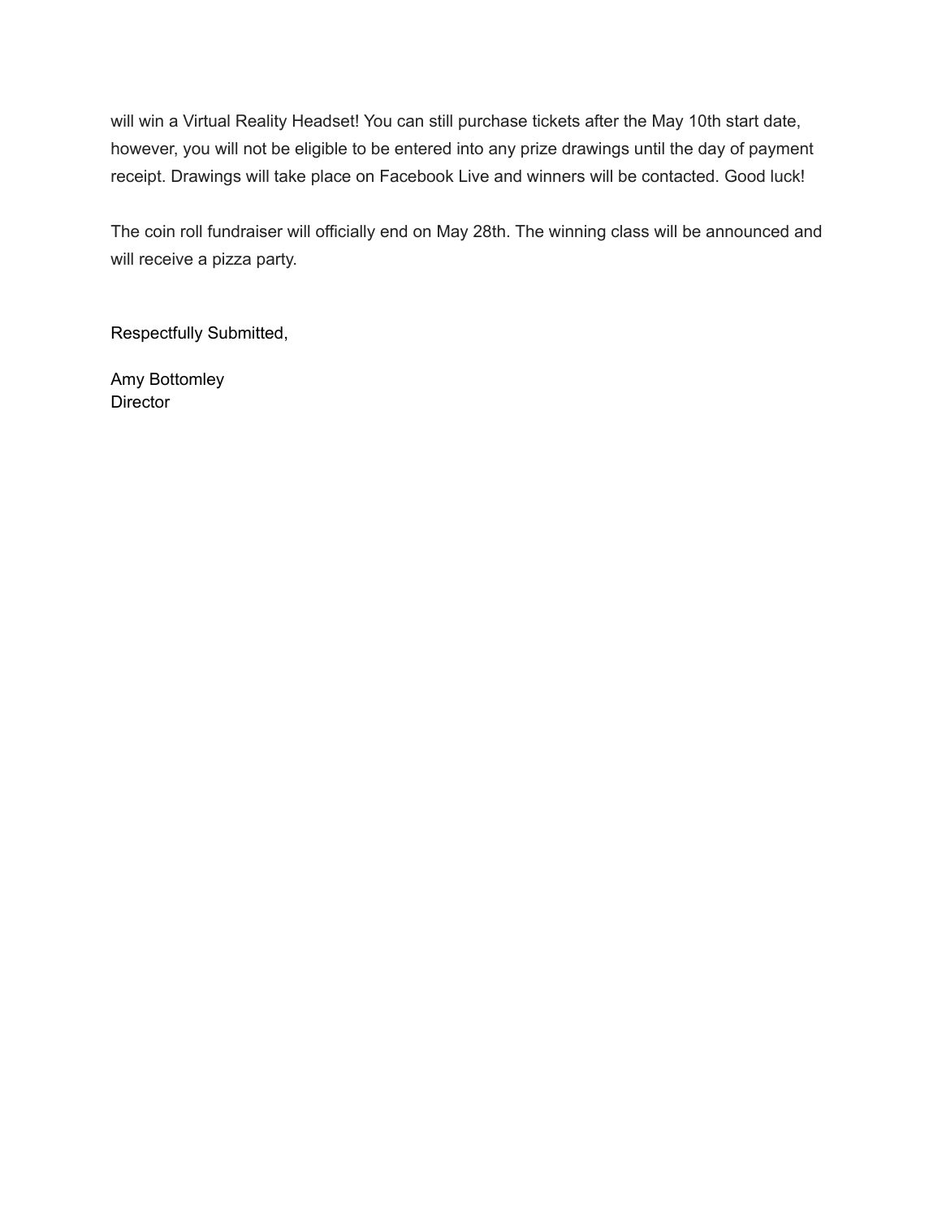will win a Virtual Reality Headset! You can still purchase tickets after the May 10th start date, however, you will not be eligible to be entered into any prize drawings until the day of payment receipt. Drawings will take place on Facebook Live and winners will be contacted. Good luck!

The coin roll fundraiser will officially end on May 28th. The winning class will be announced and will receive a pizza party.

Respectfully Submitted,

Amy Bottomley
Director